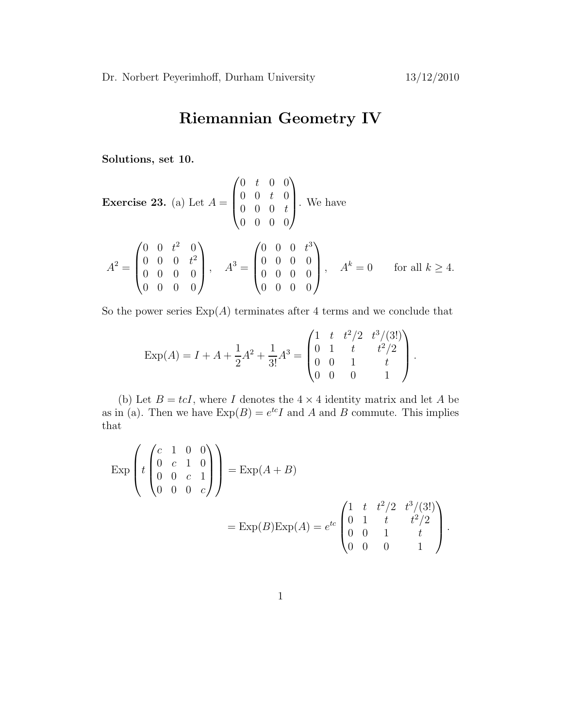Dr. Norbert Peyerimhoff, Durham University 13/12/2010

# Riemannian Geometry IV

**Solutions, set 10.**

**Exercise 23.** (a) Let $A = \begin{pmatrix} 0 & t & 0 & 0 \\ 0 & 0 & t & 0 \\ 0 & 0 & 0 & t \\ 0 & 0 & 0 & 0 \end{pmatrix}$. We have

$$A^2 = \begin{pmatrix} 0 & 0 & t^2 & 0 \\ 0 & 0 & 0 & t^2 \\ 0 & 0 & 0 & 0 \\ 0 & 0 & 0 & 0 \end{pmatrix}, \quad A^3 = \begin{pmatrix} 0 & 0 & 0 & t^3 \\ 0 & 0 & 0 & 0 \\ 0 & 0 & 0 & 0 \\ 0 & 0 & 0 & 0 \end{pmatrix}, \quad A^k = 0 \qquad \text{for all } k \geq 4.$$

So the power series $\mathrm{Exp}(A)$ terminates after 4 terms and we conclude that

$$\mathrm{Exp}(A) = I + A + \frac{1}{2}A^2 + \frac{1}{3!}A^3 = \begin{pmatrix} 1 & t & t^2/2 & t^3/(3!) \\ 0 & 1 & t & t^2/2 \\ 0 & 0 & 1 & t \\ 0 & 0 & 0 & 1 \end{pmatrix}.$$

(b) Let $B = tcI$, where $I$ denotes the $4 \times 4$ identity matrix and let $A$ be as in (a). Then we have $\mathrm{Exp}(B) = e^{tc}I$ and $A$ and $B$ commute. This implies that

$$\mathrm{Exp}\left( t \begin{pmatrix} c & 1 & 0 & 0 \\ 0 & c & 1 & 0 \\ 0 & 0 & c & 1 \\ 0 & 0 & 0 & c \end{pmatrix} \right) = \mathrm{Exp}(A+B)$$

$$= \mathrm{Exp}(B)\mathrm{Exp}(A) = e^{tc} \begin{pmatrix} 1 & t & t^2/2 & t^3/(3!) \\ 0 & 1 & t & t^2/2 \\ 0 & 0 & 1 & t \\ 0 & 0 & 0 & 1 \end{pmatrix}.$$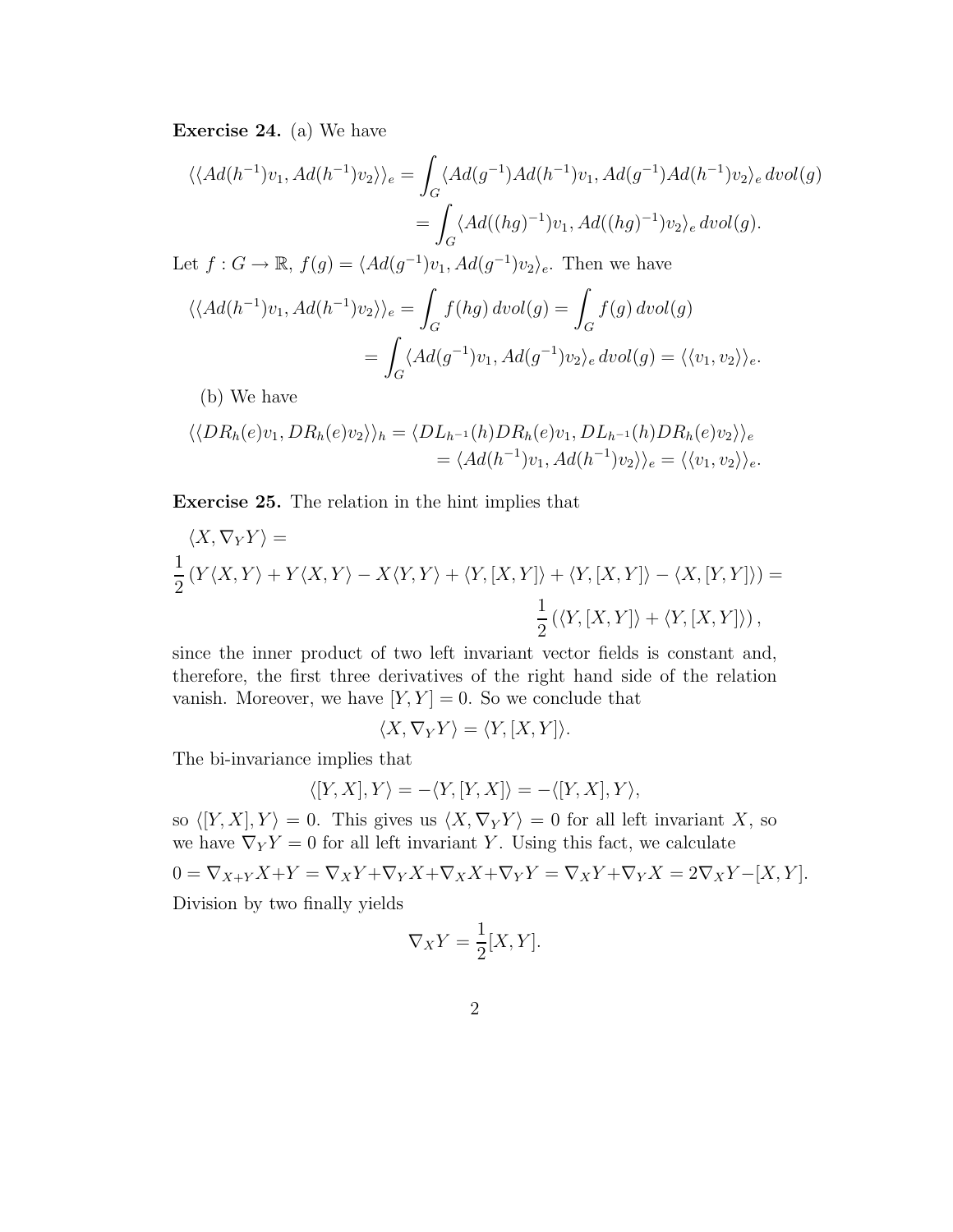**Exercise 24.** (a) We have

$$
\begin{aligned}
\langle\langle Ad(h^{-1})v_1, Ad(h^{-1})v_2\rangle\rangle_e &= \int_G \langle Ad(g^{-1})Ad(h^{-1})v_1, Ad(g^{-1})Ad(h^{-1})v_2\rangle_e \, dvol(g) \\
&= \int_G \langle Ad((hg)^{-1})v_1, Ad((hg)^{-1})v_2\rangle_e \, dvol(g).
\end{aligned}
$$

Let $f : G \to \mathbb{R}$, $f(g) = \langle Ad(g^{-1})v_1, Ad(g^{-1})v_2\rangle_e$. Then we have

$$
\begin{aligned}
\langle\langle Ad(h^{-1})v_1, Ad(h^{-1})v_2\rangle\rangle_e &= \int_G f(hg)\, dvol(g) = \int_G f(g)\, dvol(g) \\
&= \int_G \langle Ad(g^{-1})v_1, Ad(g^{-1})v_2\rangle_e \, dvol(g) = \langle\langle v_1, v_2\rangle\rangle_e.
\end{aligned}
$$

(b) We have

$$
\begin{aligned}
\langle\langle DR_h(e)v_1, DR_h(e)v_2\rangle\rangle_h &= \langle DL_{h^{-1}}(h)DR_h(e)v_1, DL_{h^{-1}}(h)DR_h(e)v_2\rangle\rangle_e \\
&= \langle Ad(h^{-1})v_1, Ad(h^{-1})v_2\rangle\rangle_e = \langle\langle v_1, v_2\rangle\rangle_e.
\end{aligned}
$$

**Exercise 25.** The relation in the hint implies that

$$
\begin{aligned}
&\langle X, \nabla_Y Y\rangle = \\
&\frac{1}{2}\left(Y\langle X, Y\rangle + Y\langle X, Y\rangle - X\langle Y, Y\rangle + \langle Y, [X,Y]\rangle + \langle Y, [X,Y]\rangle - \langle X, [Y,Y]\rangle\right) = \\
&\qquad\qquad\qquad\qquad \frac{1}{2}\left(\langle Y, [X,Y]\rangle + \langle Y, [X,Y]\rangle\right),
\end{aligned}
$$

since the inner product of two left invariant vector fields is constant and, therefore, the first three derivatives of the right hand side of the relation vanish. Moreover, we have $[Y,Y] = 0$. So we conclude that

$$
\langle X, \nabla_Y Y\rangle = \langle Y, [X,Y]\rangle.
$$

The bi-invariance implies that

$$
\langle [Y,X], Y\rangle = -\langle Y, [Y,X]\rangle = -\langle [Y,X], Y\rangle,
$$

so $\langle [Y,X], Y\rangle = 0$. This gives us $\langle X, \nabla_Y Y\rangle = 0$ for all left invariant $X$, so we have $\nabla_Y Y = 0$ for all left invariant $Y$. Using this fact, we calculate

$$
0 = \nabla_{X+Y}X+Y = \nabla_X Y + \nabla_Y X + \nabla_X X + \nabla_Y Y = \nabla_X Y + \nabla_Y X = 2\nabla_X Y - [X,Y].
$$

Division by two finally yields

$$
\nabla_X Y = \frac{1}{2}[X,Y].
$$